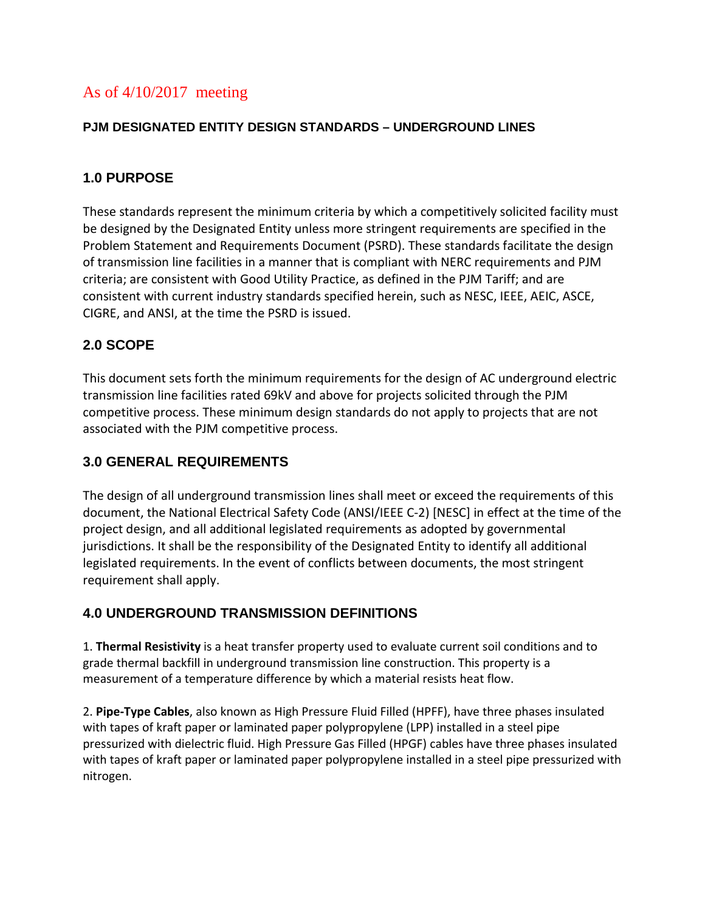As of 4/10/2017 meeting

# PJM DESIGNATED ENTITY DESIGN STANDARDS – UNDERGROUND LINES

## 1.0 PURPOSE

These standards represent the minimum criteria by which a competitively solicited facility must be designed by the Designated Entity unless more stringent requirements are specified in the Problem Statement and Requirements Document (PSRD). These standards facilitate the design of transmission line facilities in a manner that is compliant with NERC requirements and PJM criteria; are consistent with Good Utility Practice, as defined in the PJM Tariff; and are consistent with current industry standards specified herein, such as NESC, IEEE, AEIC, ASCE, CIGRE, and ANSI, at the time the PSRD is issued.

## 2.0 SCOPE

This document sets forth the minimum requirements for the design of AC underground electric transmission line facilities rated 69kV and above for projects solicited through the PJM competitive process. These minimum design standards do not apply to projects that are not associated with the PJM competitive process.

## 3.0 GENERAL REQUIREMENTS

The design of all underground transmission lines shall meet or exceed the requirements of this document, the National Electrical Safety Code (ANSI/IEEE C-2) [NESC] in effect at the time of the project design, and all additional legislated requirements as adopted by governmental jurisdictions. It shall be the responsibility of the Designated Entity to identify all additional legislated requirements. In the event of conflicts between documents, the most stringent requirement shall apply.

## 4.0 UNDERGROUND TRANSMISSION DEFINITIONS

1. **Thermal Resistivity** is a heat transfer property used to evaluate current soil conditions and to grade thermal backfill in underground transmission line construction. This property is a measurement of a temperature difference by which a material resists heat flow.

2. **Pipe-Type Cables**, also known as High Pressure Fluid Filled (HPFF), have three phases insulated with tapes of kraft paper or laminated paper polypropylene (LPP) installed in a steel pipe pressurized with dielectric fluid. High Pressure Gas Filled (HPGF) cables have three phases insulated with tapes of kraft paper or laminated paper polypropylene installed in a steel pipe pressurized with nitrogen.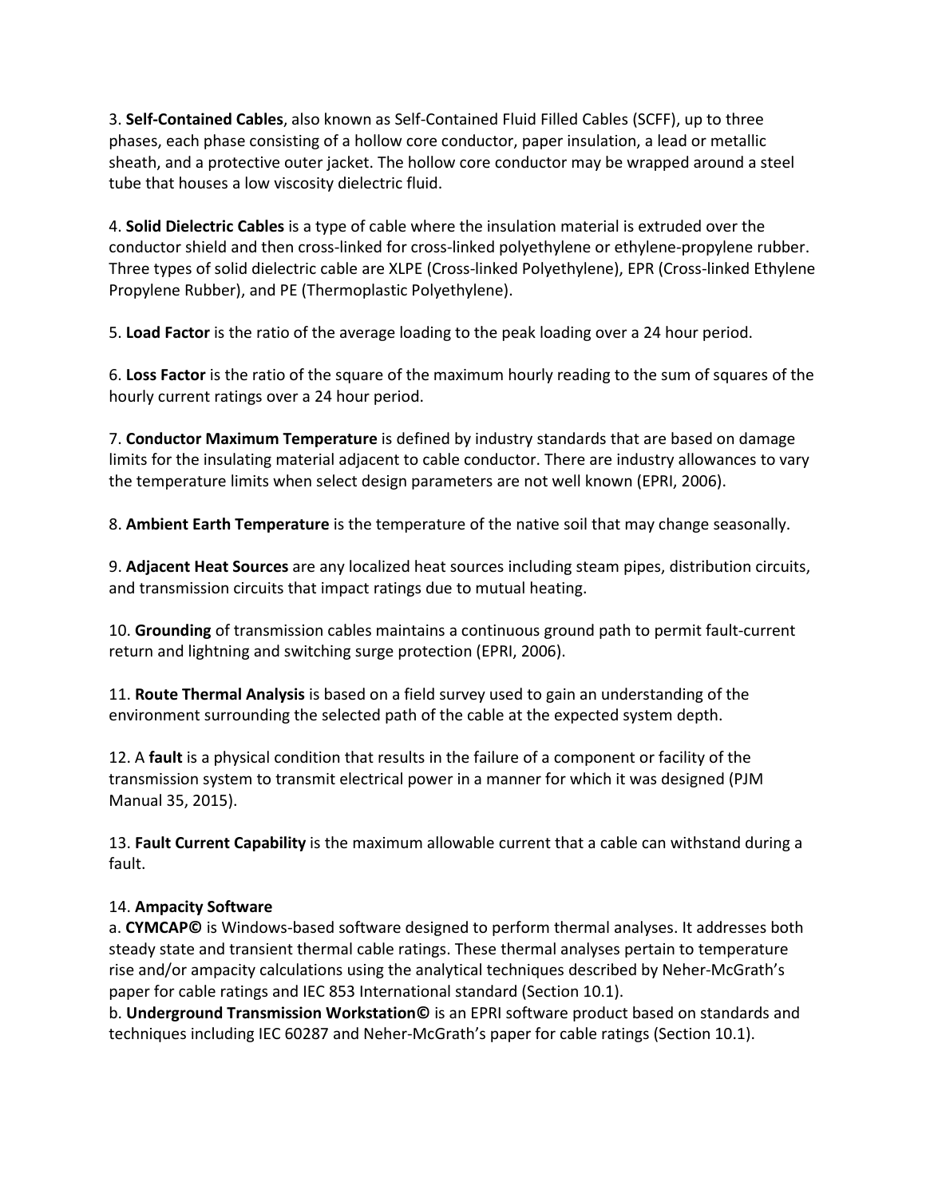3. **Self-Contained Cables**, also known as Self-Contained Fluid Filled Cables (SCFF), up to three phases, each phase consisting of a hollow core conductor, paper insulation, a lead or metallic sheath, and a protective outer jacket. The hollow core conductor may be wrapped around a steel tube that houses a low viscosity dielectric fluid.

4. **Solid Dielectric Cables** is a type of cable where the insulation material is extruded over the conductor shield and then cross-linked for cross-linked polyethylene or ethylene-propylene rubber. Three types of solid dielectric cable are XLPE (Cross-linked Polyethylene), EPR (Cross-linked Ethylene Propylene Rubber), and PE (Thermoplastic Polyethylene).

5. **Load Factor** is the ratio of the average loading to the peak loading over a 24 hour period.

6. **Loss Factor** is the ratio of the square of the maximum hourly reading to the sum of squares of the hourly current ratings over a 24 hour period.

7. **Conductor Maximum Temperature** is defined by industry standards that are based on damage limits for the insulating material adjacent to cable conductor. There are industry allowances to vary the temperature limits when select design parameters are not well known (EPRI, 2006).

8. **Ambient Earth Temperature** is the temperature of the native soil that may change seasonally.

9. **Adjacent Heat Sources** are any localized heat sources including steam pipes, distribution circuits, and transmission circuits that impact ratings due to mutual heating.

10. **Grounding** of transmission cables maintains a continuous ground path to permit fault-current return and lightning and switching surge protection (EPRI, 2006).

11. **Route Thermal Analysis** is based on a field survey used to gain an understanding of the environment surrounding the selected path of the cable at the expected system depth.

12. A **fault** is a physical condition that results in the failure of a component or facility of the transmission system to transmit electrical power in a manner for which it was designed (PJM Manual 35, 2015).

13. **Fault Current Capability** is the maximum allowable current that a cable can withstand during a fault.

14. **Ampacity Software**

a. **CYMCAP©** is Windows-based software designed to perform thermal analyses. It addresses both steady state and transient thermal cable ratings. These thermal analyses pertain to temperature rise and/or ampacity calculations using the analytical techniques described by Neher-McGrath's paper for cable ratings and IEC 853 International standard (Section 10.1).

b. **Underground Transmission Workstation©** is an EPRI software product based on standards and techniques including IEC 60287 and Neher-McGrath's paper for cable ratings (Section 10.1).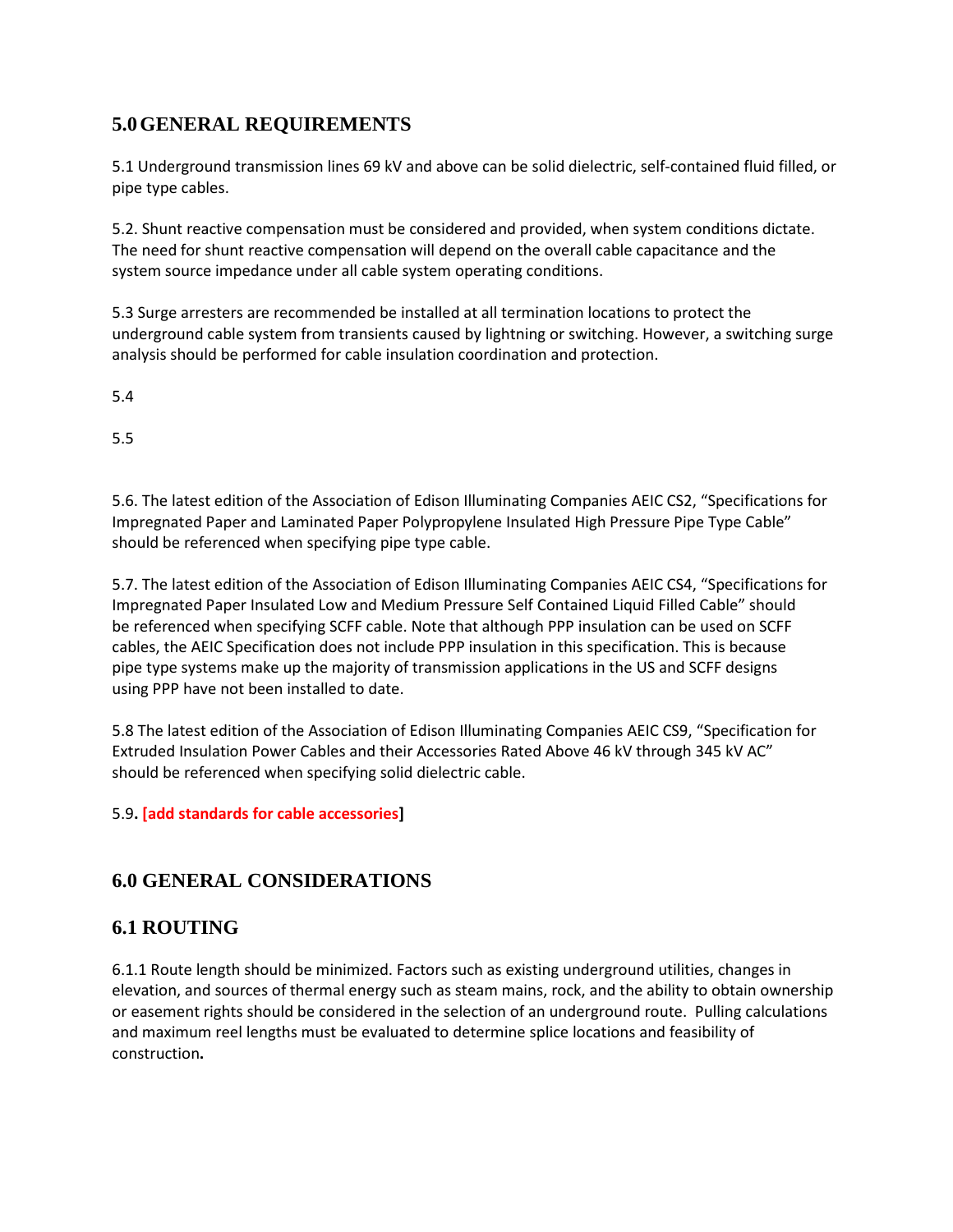## 5.0 GENERAL REQUIREMENTS

5.1 Underground transmission lines 69 kV and above can be solid dielectric, self-contained fluid filled, or pipe type cables.

5.2. Shunt reactive compensation must be considered and provided, when system conditions dictate. The need for shunt reactive compensation will depend on the overall cable capacitance and the system source impedance under all cable system operating conditions.

5.3 Surge arresters are recommended be installed at all termination locations to protect the underground cable system from transients caused by lightning or switching. However, a switching surge analysis should be performed for cable insulation coordination and protection.

5.4

5.5

5.6. The latest edition of the Association of Edison Illuminating Companies AEIC CS2, "Specifications for Impregnated Paper and Laminated Paper Polypropylene Insulated High Pressure Pipe Type Cable" should be referenced when specifying pipe type cable.

5.7. The latest edition of the Association of Edison Illuminating Companies AEIC CS4, "Specifications for Impregnated Paper Insulated Low and Medium Pressure Self Contained Liquid Filled Cable" should be referenced when specifying SCFF cable. Note that although PPP insulation can be used on SCFF cables, the AEIC Specification does not include PPP insulation in this specification. This is because pipe type systems make up the majority of transmission applications in the US and SCFF designs using PPP have not been installed to date.

5.8 The latest edition of the Association of Edison Illuminating Companies AEIC CS9, "Specification for Extruded Insulation Power Cables and their Accessories Rated Above 46 kV through 345 kV AC" should be referenced when specifying solid dielectric cable.

5.9**. [add standards for cable accessories]**

## 6.0 GENERAL CONSIDERATIONS

### 6.1 ROUTING

6.1.1 Route length should be minimized. Factors such as existing underground utilities, changes in elevation, and sources of thermal energy such as steam mains, rock, and the ability to obtain ownership or easement rights should be considered in the selection of an underground route. Pulling calculations and maximum reel lengths must be evaluated to determine splice locations and feasibility of construction**.**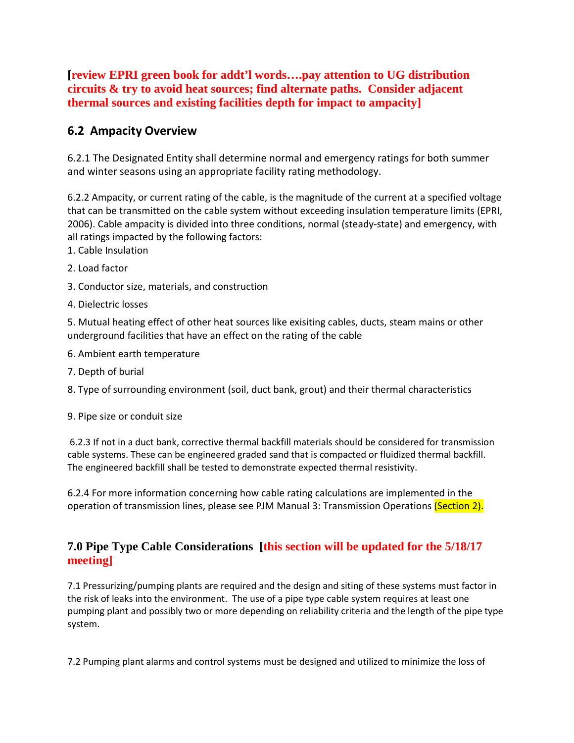**[review EPRI green book for addt'l words….pay attention to UG distribution circuits & try to avoid heat sources; find alternate paths. Consider adjacent thermal sources and existing facilities depth for impact to ampacity]**

## 6.2 Ampacity Overview

6.2.1 The Designated Entity shall determine normal and emergency ratings for both summer and winter seasons using an appropriate facility rating methodology.

6.2.2 Ampacity, or current rating of the cable, is the magnitude of the current at a specified voltage that can be transmitted on the cable system without exceeding insulation temperature limits (EPRI, 2006). Cable ampacity is divided into three conditions, normal (steady-state) and emergency, with all ratings impacted by the following factors:

1. Cable Insulation
2. Load factor
3. Conductor size, materials, and construction
4. Dielectric losses
5. Mutual heating effect of other heat sources like exisiting cables, ducts, steam mains or other underground facilities that have an effect on the rating of the cable
6. Ambient earth temperature
7. Depth of burial
8. Type of surrounding environment (soil, duct bank, grout) and their thermal characteristics
9. Pipe size or conduit size

6.2.3 If not in a duct bank, corrective thermal backfill materials should be considered for transmission cable systems. These can be engineered graded sand that is compacted or fluidized thermal backfill. The engineered backfill shall be tested to demonstrate expected thermal resistivity.

6.2.4 For more information concerning how cable rating calculations are implemented in the operation of transmission lines, please see PJM Manual 3: Transmission Operations (Section 2).

## 7.0 Pipe Type Cable Considerations **[this section will be updated for the 5/18/17 meeting]**

7.1 Pressurizing/pumping plants are required and the design and siting of these systems must factor in the risk of leaks into the environment. The use of a pipe type cable system requires at least one pumping plant and possibly two or more depending on reliability criteria and the length of the pipe type system.

7.2 Pumping plant alarms and control systems must be designed and utilized to minimize the loss of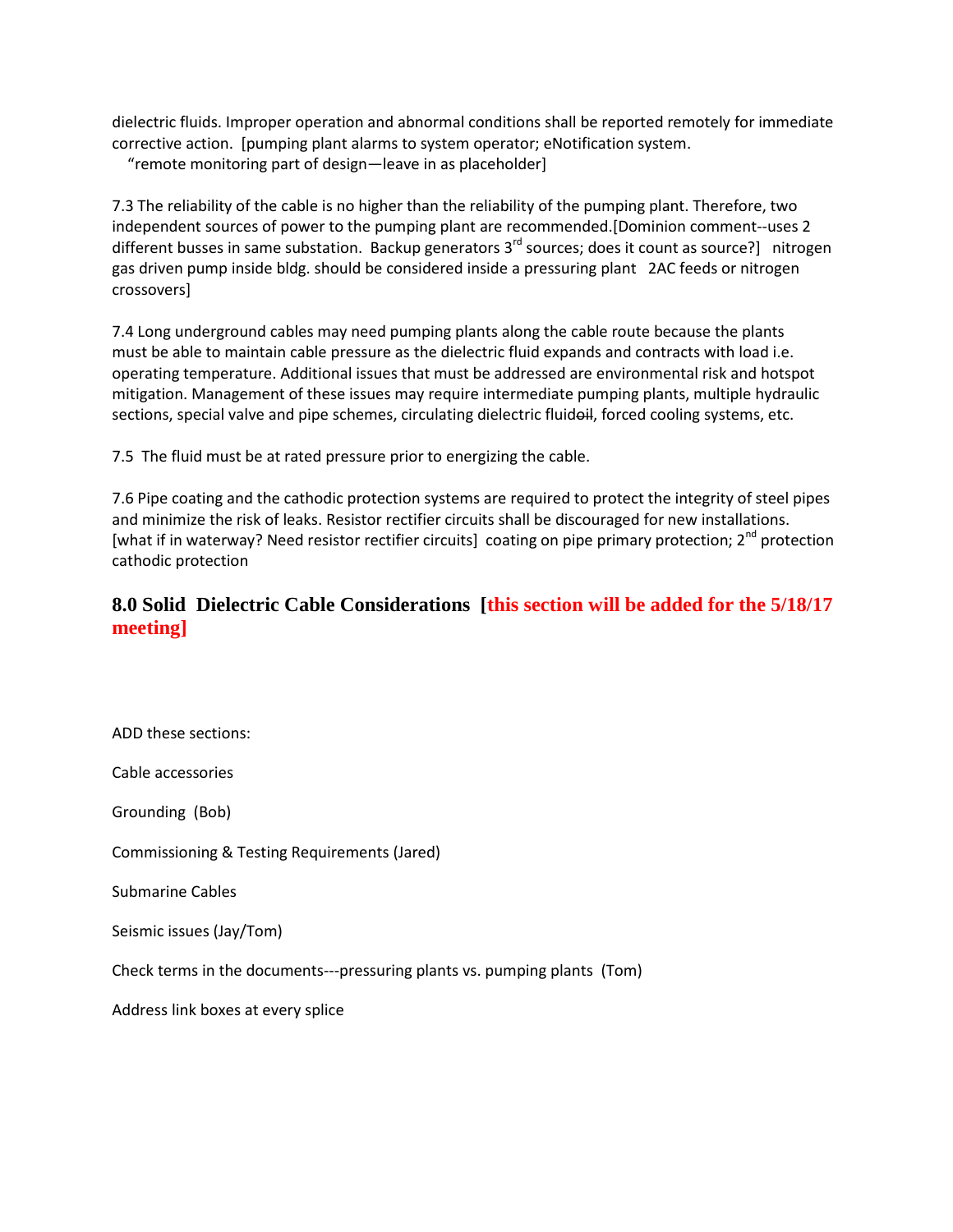dielectric fluids. Improper operation and abnormal conditions shall be reported remotely for immediate corrective action. [pumping plant alarms to system operator; eNotification system.
"remote monitoring part of design—leave in as placeholder]

7.3 The reliability of the cable is no higher than the reliability of the pumping plant. Therefore, two independent sources of power to the pumping plant are recommended.[Dominion comment--uses 2 different busses in same substation. Backup generators 3rd sources; does it count as source?] nitrogen gas driven pump inside bldg. should be considered inside a pressuring plant 2AC feeds or nitrogen crossovers]

7.4 Long underground cables may need pumping plants along the cable route because the plants must be able to maintain cable pressure as the dielectric fluid expands and contracts with load i.e. operating temperature. Additional issues that must be addressed are environmental risk and hotspot mitigation. Management of these issues may require intermediate pumping plants, multiple hydraulic sections, special valve and pipe schemes, circulating dielectric fluid~~oil~~, forced cooling systems, etc.

7.5 The fluid must be at rated pressure prior to energizing the cable.

7.6 Pipe coating and the cathodic protection systems are required to protect the integrity of steel pipes and minimize the risk of leaks. Resistor rectifier circuits shall be discouraged for new installations. [what if in waterway? Need resistor rectifier circuits] coating on pipe primary protection; 2nd protection cathodic protection

## 8.0 Solid Dielectric Cable Considerations [this section will be added for the 5/18/17 meeting]

ADD these sections:

Cable accessories

Grounding (Bob)

Commissioning & Testing Requirements (Jared)

Submarine Cables

Seismic issues (Jay/Tom)

Check terms in the documents---pressuring plants vs. pumping plants (Tom)

Address link boxes at every splice